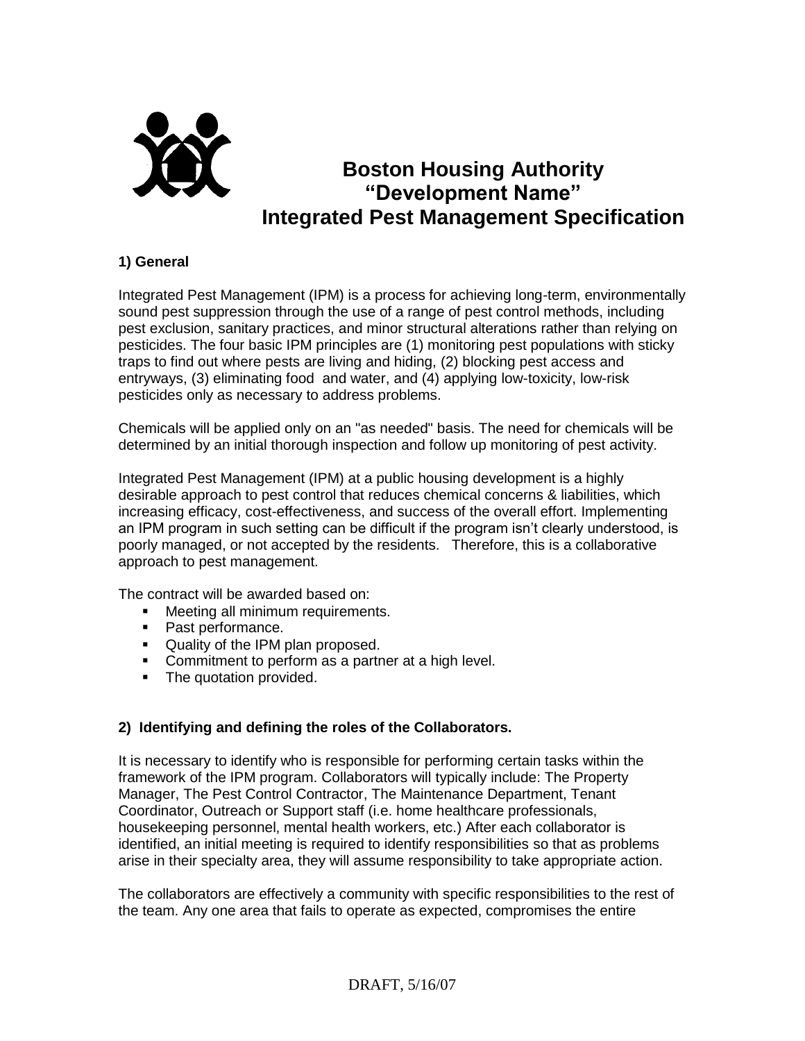# Boston Housing Authority
# "Development Name"
# Integrated Pest Management Specification

### 1) General

Integrated Pest Management (IPM) is a process for achieving long-term, environmentally sound pest suppression through the use of a range of pest control methods, including pest exclusion, sanitary practices, and minor structural alterations rather than relying on pesticides. The four basic IPM principles are (1) monitoring pest populations with sticky traps to find out where pests are living and hiding, (2) blocking pest access and entryways, (3) eliminating food and water, and (4) applying low-toxicity, low-risk pesticides only as necessary to address problems.

Chemicals will be applied only on an "as needed" basis. The need for chemicals will be determined by an initial thorough inspection and follow up monitoring of pest activity.

Integrated Pest Management (IPM) at a public housing development is a highly desirable approach to pest control that reduces chemical concerns & liabilities, which increasing efficacy, cost-effectiveness, and success of the overall effort. Implementing an IPM program in such setting can be difficult if the program isn't clearly understood, is poorly managed, or not accepted by the residents. Therefore, this is a collaborative approach to pest management.

The contract will be awarded based on:

- Meeting all minimum requirements.
- Past performance.
- Quality of the IPM plan proposed.
- Commitment to perform as a partner at a high level.
- The quotation provided.

### 2) Identifying and defining the roles of the Collaborators.

It is necessary to identify who is responsible for performing certain tasks within the framework of the IPM program. Collaborators will typically include: The Property Manager, The Pest Control Contractor, The Maintenance Department, Tenant Coordinator, Outreach or Support staff (i.e. home healthcare professionals, housekeeping personnel, mental health workers, etc.) After each collaborator is identified, an initial meeting is required to identify responsibilities so that as problems arise in their specialty area, they will assume responsibility to take appropriate action.

The collaborators are effectively a community with specific responsibilities to the rest of the team. Any one area that fails to operate as expected, compromises the entire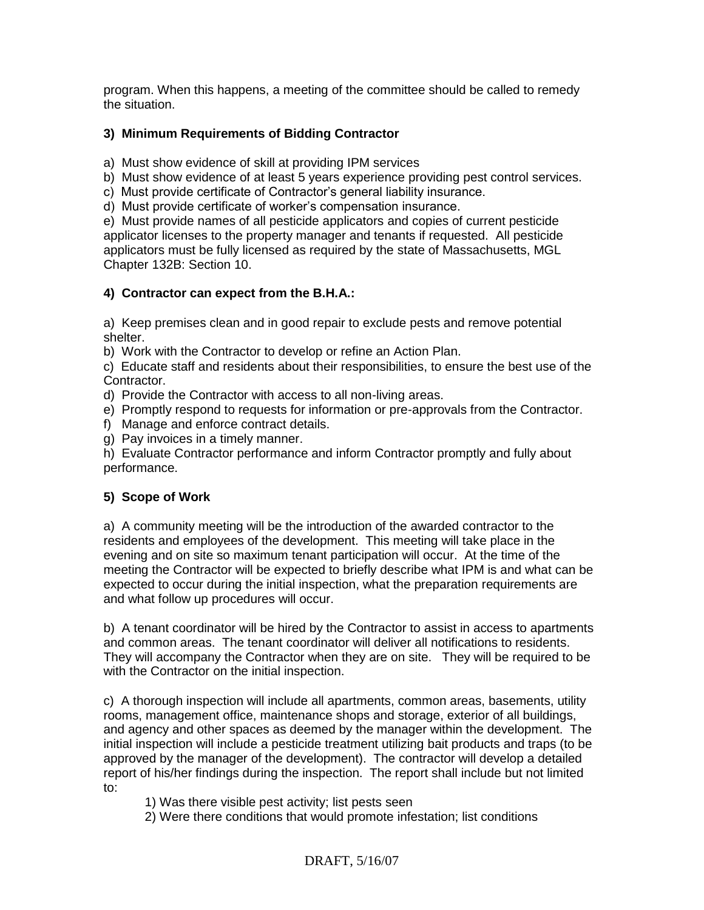program. When this happens, a meeting of the committee should be called to remedy the situation.

### 3) Minimum Requirements of Bidding Contractor

a) Must show evidence of skill at providing IPM services
b) Must show evidence of at least 5 years experience providing pest control services.
c) Must provide certificate of Contractor's general liability insurance.
d) Must provide certificate of worker's compensation insurance.
e) Must provide names of all pesticide applicators and copies of current pesticide applicator licenses to the property manager and tenants if requested. All pesticide applicators must be fully licensed as required by the state of Massachusetts, MGL Chapter 132B: Section 10.

### 4) Contractor can expect from the B.H.A.:

a) Keep premises clean and in good repair to exclude pests and remove potential shelter.
b) Work with the Contractor to develop or refine an Action Plan.
c) Educate staff and residents about their responsibilities, to ensure the best use of the Contractor.
d) Provide the Contractor with access to all non-living areas.
e) Promptly respond to requests for information or pre-approvals from the Contractor.
f) Manage and enforce contract details.
g) Pay invoices in a timely manner.
h) Evaluate Contractor performance and inform Contractor promptly and fully about performance.

### 5) Scope of Work

a) A community meeting will be the introduction of the awarded contractor to the residents and employees of the development. This meeting will take place in the evening and on site so maximum tenant participation will occur. At the time of the meeting the Contractor will be expected to briefly describe what IPM is and what can be expected to occur during the initial inspection, what the preparation requirements are and what follow up procedures will occur.

b) A tenant coordinator will be hired by the Contractor to assist in access to apartments and common areas. The tenant coordinator will deliver all notifications to residents. They will accompany the Contractor when they are on site. They will be required to be with the Contractor on the initial inspection.

c) A thorough inspection will include all apartments, common areas, basements, utility rooms, management office, maintenance shops and storage, exterior of all buildings, and agency and other spaces as deemed by the manager within the development. The initial inspection will include a pesticide treatment utilizing bait products and traps (to be approved by the manager of the development). The contractor will develop a detailed report of his/her findings during the inspection. The report shall include but not limited to:

1) Was there visible pest activity; list pests seen
2) Were there conditions that would promote infestation; list conditions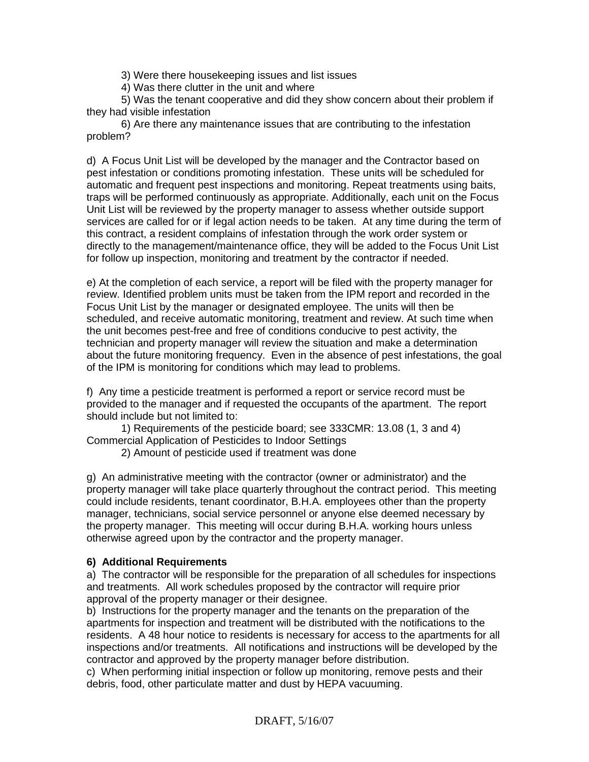3) Were there housekeeping issues and list issues

4) Was there clutter in the unit and where

5) Was the tenant cooperative and did they show concern about their problem if they had visible infestation

6) Are there any maintenance issues that are contributing to the infestation problem?

d) A Focus Unit List will be developed by the manager and the Contractor based on pest infestation or conditions promoting infestation. These units will be scheduled for automatic and frequent pest inspections and monitoring. Repeat treatments using baits, traps will be performed continuously as appropriate. Additionally, each unit on the Focus Unit List will be reviewed by the property manager to assess whether outside support services are called for or if legal action needs to be taken. At any time during the term of this contract, a resident complains of infestation through the work order system or directly to the management/maintenance office, they will be added to the Focus Unit List for follow up inspection, monitoring and treatment by the contractor if needed.

e) At the completion of each service, a report will be filed with the property manager for review. Identified problem units must be taken from the IPM report and recorded in the Focus Unit List by the manager or designated employee. The units will then be scheduled, and receive automatic monitoring, treatment and review. At such time when the unit becomes pest-free and free of conditions conducive to pest activity, the technician and property manager will review the situation and make a determination about the future monitoring frequency. Even in the absence of pest infestations, the goal of the IPM is monitoring for conditions which may lead to problems.

f) Any time a pesticide treatment is performed a report or service record must be provided to the manager and if requested the occupants of the apartment. The report should include but not limited to:

1) Requirements of the pesticide board; see 333CMR: 13.08 (1, 3 and 4) Commercial Application of Pesticides to Indoor Settings

2) Amount of pesticide used if treatment was done

g) An administrative meeting with the contractor (owner or administrator) and the property manager will take place quarterly throughout the contract period. This meeting could include residents, tenant coordinator, B.H.A. employees other than the property manager, technicians, social service personnel or anyone else deemed necessary by the property manager. This meeting will occur during B.H.A. working hours unless otherwise agreed upon by the contractor and the property manager.

**6) Additional Requirements**

a) The contractor will be responsible for the preparation of all schedules for inspections and treatments. All work schedules proposed by the contractor will require prior approval of the property manager or their designee.

b) Instructions for the property manager and the tenants on the preparation of the apartments for inspection and treatment will be distributed with the notifications to the residents. A 48 hour notice to residents is necessary for access to the apartments for all inspections and/or treatments. All notifications and instructions will be developed by the contractor and approved by the property manager before distribution.

c) When performing initial inspection or follow up monitoring, remove pests and their debris, food, other particulate matter and dust by HEPA vacuuming.

DRAFT, 5/16/07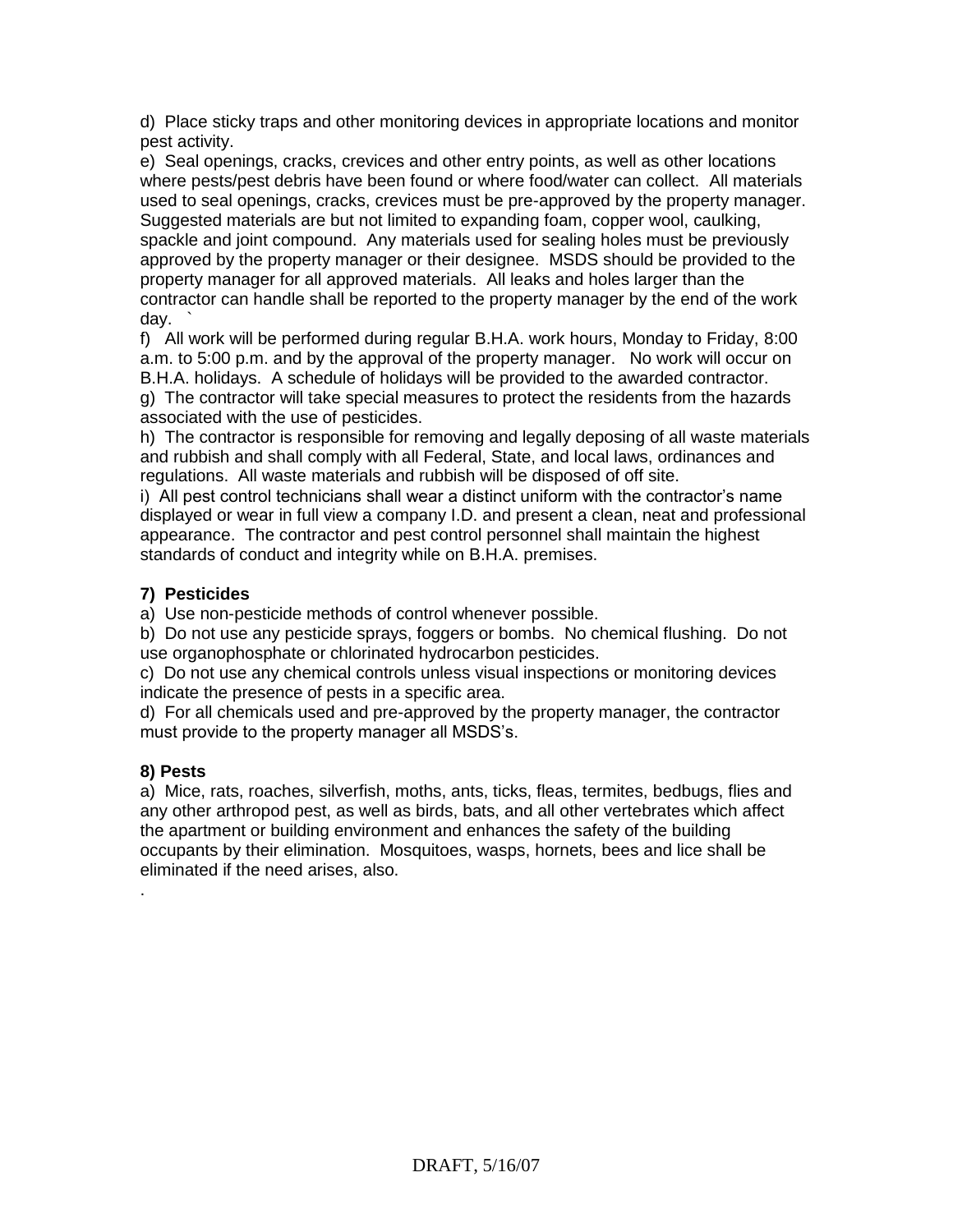d) Place sticky traps and other monitoring devices in appropriate locations and monitor pest activity.

e) Seal openings, cracks, crevices and other entry points, as well as other locations where pests/pest debris have been found or where food/water can collect. All materials used to seal openings, cracks, crevices must be pre-approved by the property manager. Suggested materials are but not limited to expanding foam, copper wool, caulking, spackle and joint compound. Any materials used for sealing holes must be previously approved by the property manager or their designee. MSDS should be provided to the property manager for all approved materials. All leaks and holes larger than the contractor can handle shall be reported to the property manager by the end of the work day. `

f) All work will be performed during regular B.H.A. work hours, Monday to Friday, 8:00 a.m. to 5:00 p.m. and by the approval of the property manager. No work will occur on B.H.A. holidays. A schedule of holidays will be provided to the awarded contractor.

g) The contractor will take special measures to protect the residents from the hazards associated with the use of pesticides.

h) The contractor is responsible for removing and legally deposing of all waste materials and rubbish and shall comply with all Federal, State, and local laws, ordinances and regulations. All waste materials and rubbish will be disposed of off site.

i) All pest control technicians shall wear a distinct uniform with the contractor's name displayed or wear in full view a company I.D. and present a clean, neat and professional appearance. The contractor and pest control personnel shall maintain the highest standards of conduct and integrity while on B.H.A. premises.

**7) Pesticides**

a) Use non-pesticide methods of control whenever possible.

b) Do not use any pesticide sprays, foggers or bombs. No chemical flushing. Do not use organophosphate or chlorinated hydrocarbon pesticides.

c) Do not use any chemical controls unless visual inspections or monitoring devices indicate the presence of pests in a specific area.

d) For all chemicals used and pre-approved by the property manager, the contractor must provide to the property manager all MSDS's.

**8) Pests**

a) Mice, rats, roaches, silverfish, moths, ants, ticks, fleas, termites, bedbugs, flies and any other arthropod pest, as well as birds, bats, and all other vertebrates which affect the apartment or building environment and enhances the safety of the building occupants by their elimination. Mosquitoes, wasps, hornets, bees and lice shall be eliminated if the need arises, also.

.

DRAFT, 5/16/07